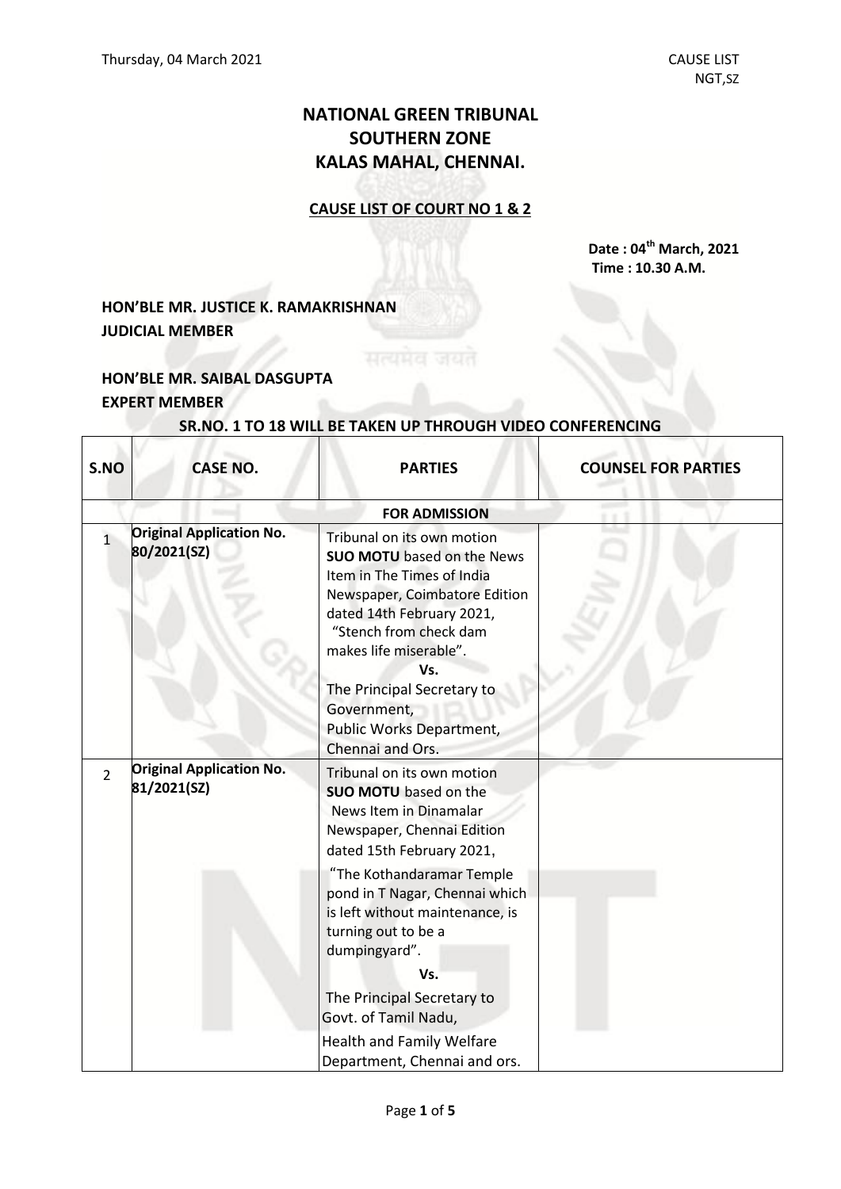Thursday, 04 March 2021

CAUSE LIST
NGT,SZ

# NATIONAL GREEN TRIBUNAL
# SOUTHERN ZONE
# KALAS MAHAL, CHENNAI.

## CAUSE LIST OF COURT NO 1 & 2

**Date : 04th March, 2021**
**Time : 10.30 A.M.**

**HON'BLE MR. JUSTICE K. RAMAKRISHNAN**
**JUDICIAL MEMBER**

**HON'BLE MR. SAIBAL DASGUPTA**
**EXPERT MEMBER**

**SR.NO. 1 TO 18 WILL BE TAKEN UP THROUGH VIDEO CONFERENCING**

| S.NO | CASE NO. | PARTIES | COUNSEL FOR PARTIES |
|---|---|---|---|
| | | **FOR ADMISSION** | |
| 1 | **Original Application No. 80/2021(SZ)** | Tribunal on its own motion **SUO MOTU** based on the News Item in The Times of India Newspaper, Coimbatore Edition dated 14th February 2021, "Stench from check dam makes life miserable". **Vs.** The Principal Secretary to Government, Public Works Department, Chennai and Ors. | |
| 2 | **Original Application No. 81/2021(SZ)** | Tribunal on its own motion **SUO MOTU** based on the News Item in Dinamalar Newspaper, Chennai Edition dated 15th February 2021, "The Kothandaramar Temple pond in T Nagar, Chennai which is left without maintenance, is turning out to be a dumpingyard". **Vs.** The Principal Secretary to Govt. of Tamil Nadu, Health and Family Welfare Department, Chennai and ors. | |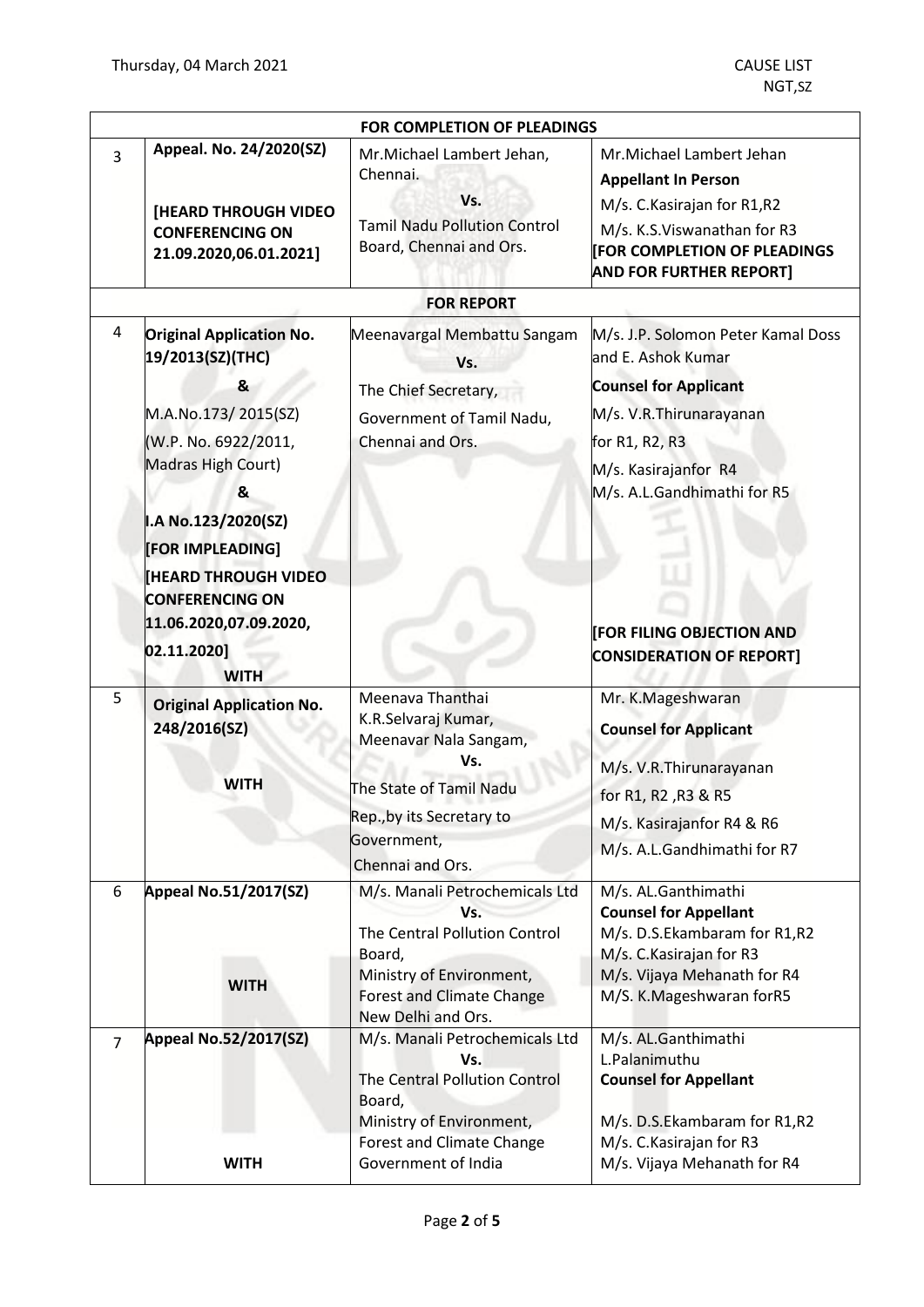Thursday, 04 March 2021

CAUSE LIST
NGT,SZ

| | | | |
|---|---|---|---|
| | **FOR COMPLETION OF PLEADINGS** | | |
| 3 | **Appeal. No. 24/2020(SZ)**<br><br>**[HEARD THROUGH VIDEO CONFERENCING ON 21.09.2020,06.01.2021]** | Mr.Michael Lambert Jehan, Chennai.<br>**Vs.**<br>Tamil Nadu Pollution Control Board, Chennai and Ors. | Mr.Michael Lambert Jehan<br>**Appellant In Person**<br>M/s. C.Kasirajan for R1,R2<br>M/s. K.S.Viswanathan for R3<br>**[FOR COMPLETION OF PLEADINGS AND FOR FURTHER REPORT]** |
| | **FOR REPORT** | | |
| 4 | **Original Application No. 19/2013(SZ)(THC)**<br>**&**<br>M.A.No.173/ 2015(SZ)<br>(W.P. No. 6922/2011, Madras High Court)<br>**&**<br>**I.A No.123/2020(SZ)**<br>**[FOR IMPLEADING]**<br>**[HEARD THROUGH VIDEO CONFERENCING ON 11.06.2020,07.09.2020, 02.11.2020]**<br>**WITH** | Meenavargal Membattu Sangam<br>**Vs.**<br>The Chief Secretary, Government of Tamil Nadu, Chennai and Ors. | M/s. J.P. Solomon Peter Kamal Doss and E. Ashok Kumar<br>**Counsel for Applicant**<br>M/s. V.R.Thirunarayanan for R1, R2, R3<br>M/s. Kasirajanfor R4<br>M/s. A.L.Gandhimathi for R5<br>**[FOR FILING OBJECTION AND CONSIDERATION OF REPORT]** |
| 5 | **Original Application No. 248/2016(SZ)**<br><br>**WITH** | Meenava Thanthai K.R.Selvaraj Kumar, Meenavar Nala Sangam,<br>**Vs.**<br>The State of Tamil Nadu Rep.,by its Secretary to Government, Chennai and Ors. | Mr. K.Mageshwaran<br>**Counsel for Applicant**<br>M/s. V.R.Thirunarayanan for R1, R2 ,R3 & R5<br>M/s. Kasirajanfor R4 & R6<br>M/s. A.L.Gandhimathi for R7 |
| 6 | **Appeal No.51/2017(SZ)**<br><br>**WITH** | M/s. Manali Petrochemicals Ltd<br>**Vs.**<br>The Central Pollution Control Board, Ministry of Environment, Forest and Climate Change New Delhi and Ors. | M/s. AL.Ganthimathi<br>**Counsel for Appellant**<br>M/s. D.S.Ekambaram for R1,R2<br>M/s. C.Kasirajan for R3<br>M/s. Vijaya Mehanath for R4<br>M/S. K.Mageshwaran forR5 |
| 7 | **Appeal No.52/2017(SZ)**<br><br>**WITH** | M/s. Manali Petrochemicals Ltd<br>**Vs.**<br>The Central Pollution Control Board, Ministry of Environment, Forest and Climate Change Government of India | M/s. AL.Ganthimathi L.Palanimuthu<br>**Counsel for Appellant**<br>M/s. D.S.Ekambaram for R1,R2<br>M/s. C.Kasirajan for R3<br>M/s. Vijaya Mehanath for R4 |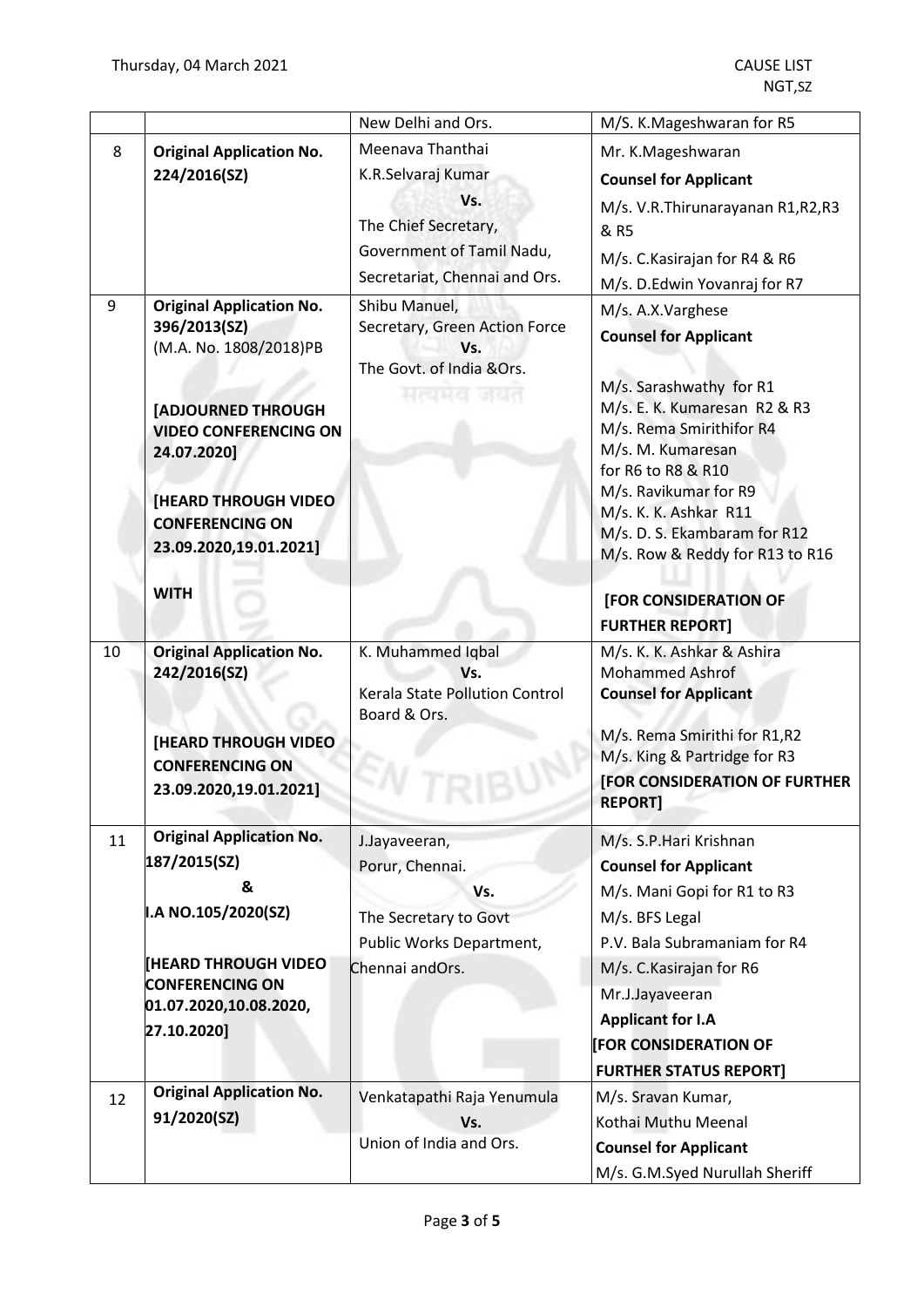|  |  | New Delhi and Ors. | M/S. K.Mageshwaran for R5 |
|---|---|---|---|
| 8 | **Original Application No. 224/2016(SZ)** | Meenava Thanthai K.R.Selvaraj Kumar **Vs.** The Chief Secretary, Government of Tamil Nadu, Secretariat, Chennai and Ors. | Mr. K.Mageshwaran **Counsel for Applicant** M/s. V.R.Thirunarayanan R1,R2,R3 & R5 M/s. C.Kasirajan for R4 & R6 M/s. D.Edwin Yovanraj for R7 |
| 9 | **Original Application No. 396/2013(SZ)** (M.A. No. 1808/2018)PB **[ADJOURNED THROUGH VIDEO CONFERENCING ON 24.07.2020]** **[HEARD THROUGH VIDEO CONFERENCING ON 23.09.2020,19.01.2021]** **WITH** | Shibu Manuel, Secretary, Green Action Force **Vs.** The Govt. of India &Ors. | M/s. A.X.Varghese **Counsel for Applicant** M/s. Sarashwathy for R1 M/s. E. K. Kumaresan R2 & R3 M/s. Rema Smirithifor R4 M/s. M. Kumaresan for R6 to R8 & R10 M/s. Ravikumar for R9 M/s. K. K. Ashkar R11 M/s. D. S. Ekambaram for R12 M/s. Row & Reddy for R13 to R16 **[FOR CONSIDERATION OF FURTHER REPORT]** |
| 10 | **Original Application No. 242/2016(SZ)** **[HEARD THROUGH VIDEO CONFERENCING ON 23.09.2020,19.01.2021]** | K. Muhammed Iqbal **Vs.** Kerala State Pollution Control Board & Ors. | M/s. K. K. Ashkar & Ashira Mohammed Ashrof **Counsel for Applicant** M/s. Rema Smirithi for R1,R2 M/s. King & Partridge for R3 **[FOR CONSIDERATION OF FURTHER REPORT]** |
| 11 | **Original Application No. 187/2015(SZ)** **&** **I.A NO.105/2020(SZ)** **[HEARD THROUGH VIDEO CONFERENCING ON 01.07.2020,10.08.2020, 27.10.2020]** | J.Jayaveeran, Porur, Chennai. **Vs.** The Secretary to Govt Public Works Department, Chennai andOrs. | M/s. S.P.Hari Krishnan **Counsel for Applicant** M/s. Mani Gopi for R1 to R3 M/s. BFS Legal P.V. Bala Subramaniam for R4 M/s. C.Kasirajan for R6 Mr.J.Jayaveeran **Applicant for I.A** **[FOR CONSIDERATION OF FURTHER STATUS REPORT]** |
| 12 | **Original Application No. 91/2020(SZ)** | Venkatapathi Raja Yenumula **Vs.** Union of India and Ors. | M/s. Sravan Kumar, Kothai Muthu Meenal **Counsel for Applicant** M/s. G.M.Syed Nurullah Sheriff |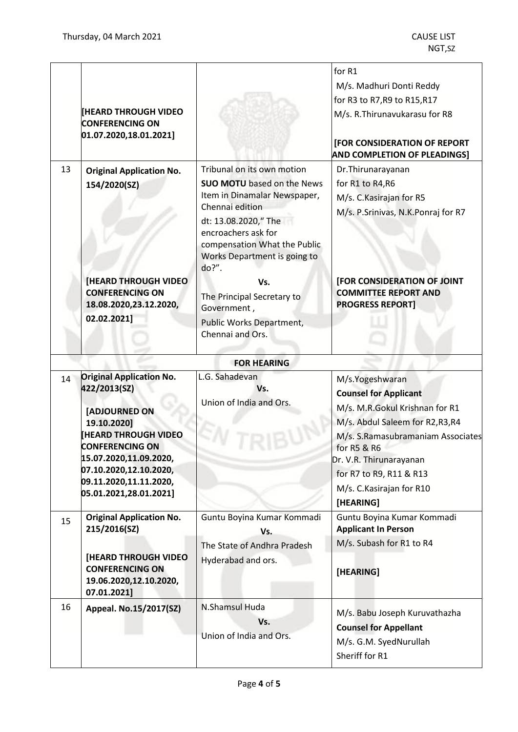| | | | |
|---|---|---|---|
| | [HEARD THROUGH VIDEO CONFERENCING ON 01.07.2020,18.01.2021] | | for R1<br>M/s. Madhuri Donti Reddy for R3 to R7,R9 to R15,R17<br>M/s. R.Thirunavukarasu for R8<br><br>**[FOR CONSIDERATION OF REPORT AND COMPLETION OF PLEADINGS]** |
| 13 | **Original Application No. 154/2020(SZ)**<br><br>**[HEARD THROUGH VIDEO CONFERENCING ON 18.08.2020,23.12.2020, 02.02.2021]** | Tribunal on its own motion **SUO MOTU** based on the News Item in Dinamalar Newspaper, Chennai edition dt: 13.08.2020," The encroachers ask for compensation What the Public Works Department is going to do?".<br>**Vs.**<br>The Principal Secretary to Government , Public Works Department, Chennai and Ors. | Dr.Thirunarayanan for R1 to R4,R6<br>M/s. C.Kasirajan for R5<br>M/s. P.Srinivas, N.K.Ponraj for R7<br><br>**[FOR CONSIDERATION OF JOINT COMMITTEE REPORT AND PROGRESS REPORT]** |
| | | **FOR HEARING** | |
| 14 | **Original Application No. 422/2013(SZ)**<br><br>**[ADJOURNED ON 19.10.2020]**<br>**[HEARD THROUGH VIDEO CONFERENCING ON 15.07.2020,11.09.2020, 07.10.2020,12.10.2020, 09.11.2020,11.11.2020, 05.01.2021,28.01.2021]** | L.G. Sahadevan<br>**Vs.**<br>Union of India and Ors. | M/s.Yogeshwaran<br>**Counsel for Applicant**<br>M/s. M.R.Gokul Krishnan for R1<br>M/s. Abdul Saleem for R2,R3,R4<br>M/s. S.Ramasubramaniam Associates for R5 & R6<br>Dr. V.R. Thirunarayanan for R7 to R9, R11 & R13<br>M/s. C.Kasirajan for R10<br>**[HEARING]** |
| 15 | **Original Application No. 215/2016(SZ)**<br><br>**[HEARD THROUGH VIDEO CONFERENCING ON 19.06.2020,12.10.2020, 07.01.2021]** | Guntu Boyina Kumar Kommadi<br>**Vs.**<br>The State of Andhra Pradesh Hyderabad and ors. | Guntu Boyina Kumar Kommadi<br>**Applicant In Person**<br>M/s. Subash for R1 to R4<br><br>**[HEARING]** |
| 16 | **Appeal. No.15/2017(SZ)** | N.Shamsul Huda<br>**Vs.**<br>Union of India and Ors. | M/s. Babu Joseph Kuruvathazha<br>**Counsel for Appellant**<br>M/s. G.M. SyedNurullah Sheriff for R1 |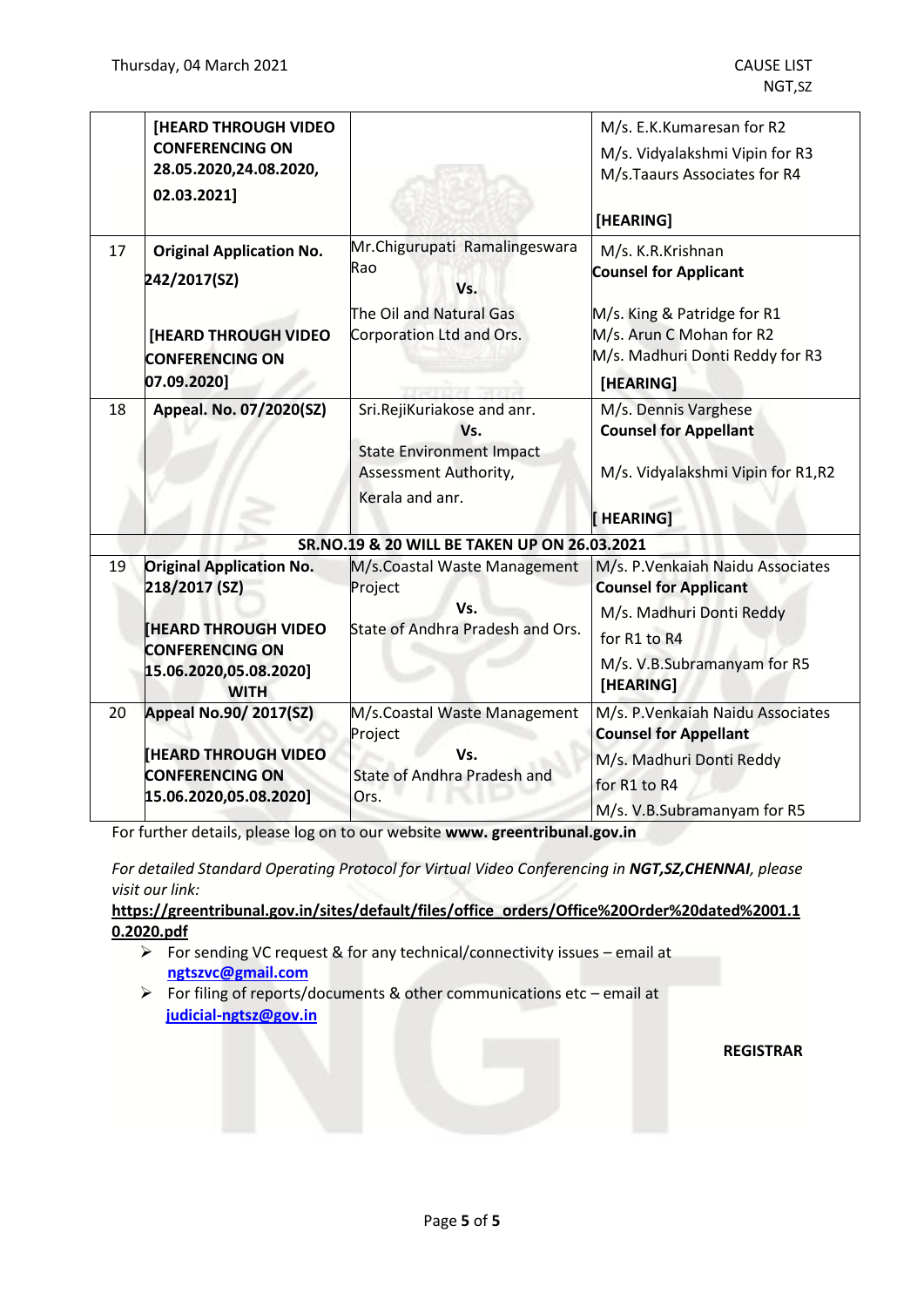| | | | |
|---|---|---|---|
| | **[HEARD THROUGH VIDEO CONFERENCING ON 28.05.2020,24.08.2020, 02.03.2021]** | | M/s. E.K.Kumaresan for R2<br>M/s. Vidyalakshmi Vipin for R3<br>M/s.Taaurs Associates for R4<br>**[HEARING]** |
| 17 | **Original Application No. 242/2017(SZ)**<br>**[HEARD THROUGH VIDEO CONFERENCING ON 07.09.2020]** | Mr.Chigurupati Ramalingeswara Rao<br>**Vs.**<br>The Oil and Natural Gas Corporation Ltd and Ors. | M/s. K.R.Krishnan<br>**Counsel for Applicant**<br>M/s. King & Patridge for R1<br>M/s. Arun C Mohan for R2<br>M/s. Madhuri Donti Reddy for R3<br>**[HEARING]** |
| 18 | **Appeal. No. 07/2020(SZ)** | Sri.RejiKuriakose and anr.<br>**Vs.**<br>State Environment Impact Assessment Authority, Kerala and anr. | M/s. Dennis Varghese<br>**Counsel for Appellant**<br>M/s. Vidyalakshmi Vipin for R1,R2<br>**[ HEARING]** |
| | **SR.NO.19 & 20 WILL BE TAKEN UP ON 26.03.2021** | | |
| 19 | **Original Application No. 218/2017 (SZ)**<br>**[HEARD THROUGH VIDEO CONFERENCING ON 15.06.2020,05.08.2020]**<br>**WITH** | M/s.Coastal Waste Management Project<br>**Vs.**<br>State of Andhra Pradesh and Ors. | M/s. P.Venkaiah Naidu Associates<br>**Counsel for Applicant**<br>M/s. Madhuri Donti Reddy for R1 to R4<br>M/s. V.B.Subramanyam for R5<br>**[HEARING]** |
| 20 | **Appeal No.90/ 2017(SZ)**<br>**[HEARD THROUGH VIDEO CONFERENCING ON 15.06.2020,05.08.2020]** | M/s.Coastal Waste Management Project<br>**Vs.**<br>State of Andhra Pradesh and Ors. | M/s. P.Venkaiah Naidu Associates<br>**Counsel for Appellant**<br>M/s. Madhuri Donti Reddy for R1 to R4<br>M/s. V.B.Subramanyam for R5 |

For further details, please log on to our website **www. greentribunal.gov.in**

*For detailed Standard Operating Protocol for Virtual Video Conferencing in **NGT,SZ,CHENNAI**, please visit our link:*

**https://greentribunal.gov.in/sites/default/files/office_orders/Office%20Order%20dated%2001.10.2020.pdf**

- For sending VC request & for any technical/connectivity issues – email at **ngtszvc@gmail.com**
- For filing of reports/documents & other communications etc – email at **judicial-ngtsz@gov.in**

**REGISTRAR**